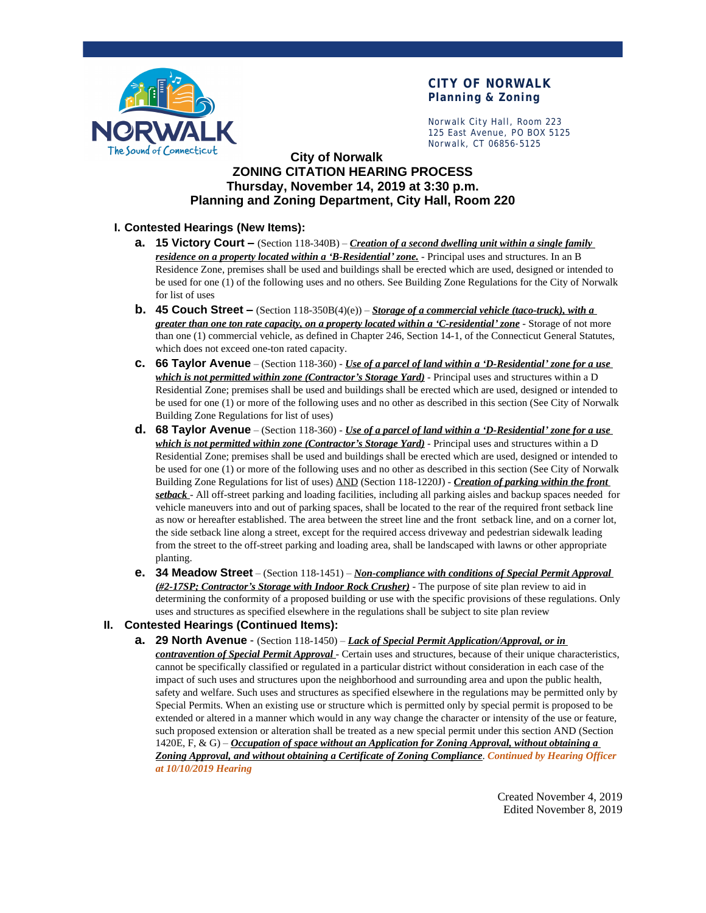**CITY OF NORWALK**
**Planning & Zoning**

Norwalk City Hall, Room 223
125 East Avenue, PO BOX 5125
Norwalk, CT 06856-5125

# City of Norwalk
# ZONING CITATION HEARING PROCESS
## Thursday, November 14, 2019 at 3:30 p.m.
## Planning and Zoning Department, City Hall, Room 220

## I. Contested Hearings (New Items):

**a. 15 Victory Court –** (Section 118-340B) – ***Creation of a second dwelling unit within a single family residence on a property located within a 'B-Residential' zone.*** - Principal uses and structures. In an B Residence Zone, premises shall be used and buildings shall be erected which are used, designed or intended to be used for one (1) of the following uses and no others. See Building Zone Regulations for the City of Norwalk for list of uses

**b. 45 Couch Street –** (Section 118-350B(4)(e)) – ***Storage of a commercial vehicle (taco-truck), with a greater than one ton rate capacity, on a property located within a 'C-residential' zone*** - Storage of not more than one (1) commercial vehicle, as defined in Chapter 246, Section 14-1, of the Connecticut General Statutes, which does not exceed one-ton rated capacity.

**c. 66 Taylor Avenue** – (Section 118-360) - ***Use of a parcel of land within a 'D-Residential' zone for a use which is not permitted within zone (Contractor's Storage Yard)*** - Principal uses and structures within a D Residential Zone; premises shall be used and buildings shall be erected which are used, designed or intended to be used for one (1) or more of the following uses and no other as described in this section (See City of Norwalk Building Zone Regulations for list of uses)

**d. 68 Taylor Avenue** – (Section 118-360) - ***Use of a parcel of land within a 'D-Residential' zone for a use which is not permitted within zone (Contractor's Storage Yard)*** - Principal uses and structures within a D Residential Zone; premises shall be used and buildings shall be erected which are used, designed or intended to be used for one (1) or more of the following uses and no other as described in this section (See City of Norwalk Building Zone Regulations for list of uses) AND (Section 118-1220J) - ***Creation of parking within the front setback*** - All off-street parking and loading facilities, including all parking aisles and backup spaces needed for vehicle maneuvers into and out of parking spaces, shall be located to the rear of the required front setback line as now or hereafter established. The area between the street line and the front setback line, and on a corner lot, the side setback line along a street, except for the required access driveway and pedestrian sidewalk leading from the street to the off-street parking and loading area, shall be landscaped with lawns or other appropriate planting.

**e. 34 Meadow Street** – (Section 118-1451) – ***Non-compliance with conditions of Special Permit Approval (#2-17SP; Contractor's Storage with Indoor Rock Crusher)*** - The purpose of site plan review to aid in determining the conformity of a proposed building or use with the specific provisions of these regulations. Only uses and structures as specified elsewhere in the regulations shall be subject to site plan review

## II. Contested Hearings (Continued Items):

**a. 29 North Avenue** - (Section 118-1450) – ***Lack of Special Permit Application/Approval, or in contravention of Special Permit Approval*** - Certain uses and structures, because of their unique characteristics, cannot be specifically classified or regulated in a particular district without consideration in each case of the impact of such uses and structures upon the neighborhood and surrounding area and upon the public health, safety and welfare. Such uses and structures as specified elsewhere in the regulations may be permitted only by Special Permits. When an existing use or structure which is permitted only by special permit is proposed to be extended or altered in a manner which would in any way change the character or intensity of the use or feature, such proposed extension or alteration shall be treated as a new special permit under this section AND (Section 1420E, F, & G) – ***Occupation of space without an Application for Zoning Approval, without obtaining a Zoning Approval, and without obtaining a Certificate of Zoning Compliance***. ***Continued by Hearing Officer at 10/10/2019 Hearing***

Created November 4, 2019
Edited November 8, 2019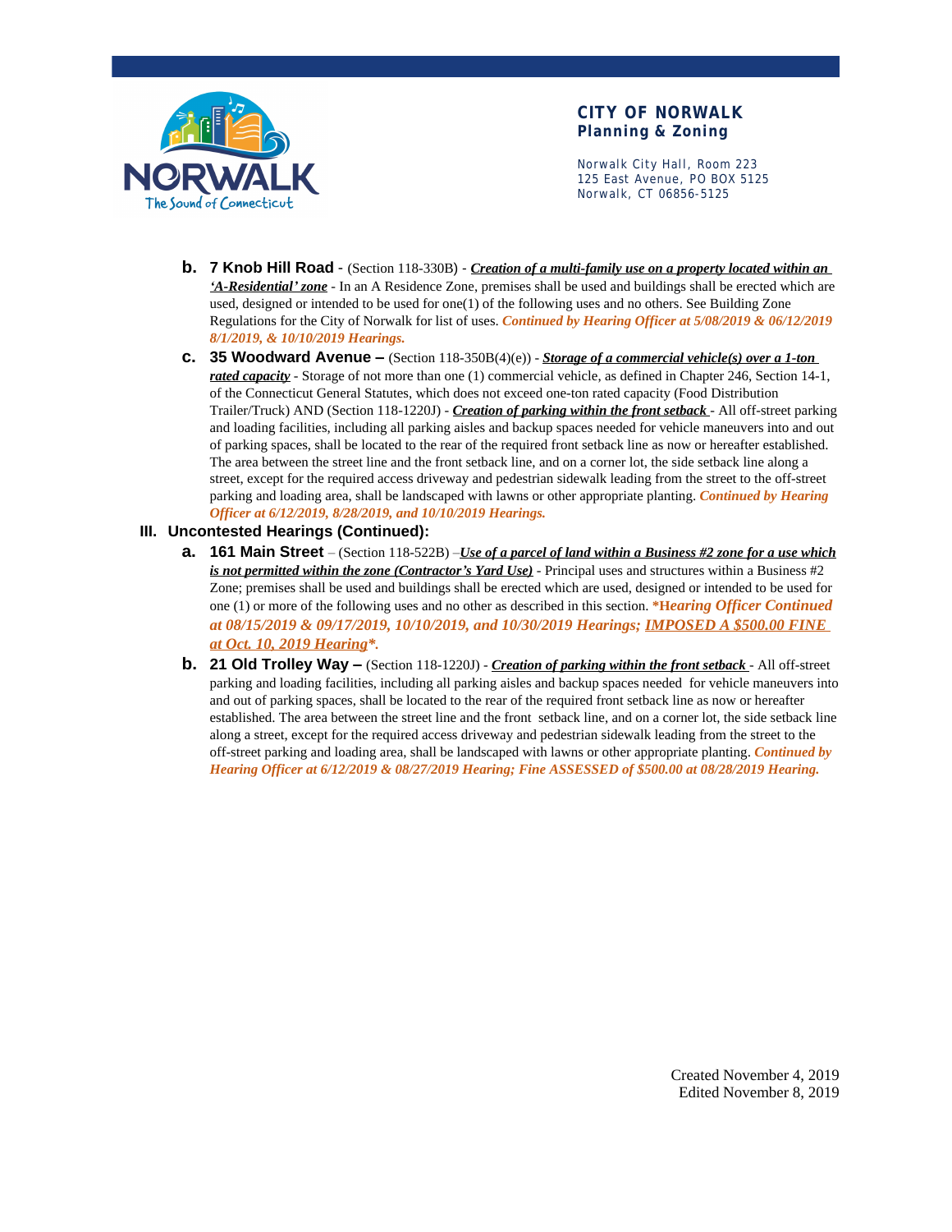**CITY OF NORWALK**
**Planning & Zoning**

Norwalk City Hall, Room 223
125 East Avenue, PO BOX 5125
Norwalk, CT 06856-5125

- **b. 7 Knob Hill Road** - (Section 118-330B) - ***Creation of a multi-family use on a property located within an 'A-Residential' zone*** - In an A Residence Zone, premises shall be used and buildings shall be erected which are used, designed or intended to be used for one(1) of the following uses and no others. See Building Zone Regulations for the City of Norwalk for list of uses. ***Continued by Hearing Officer at 5/08/2019 & 06/12/2019 8/1/2019, & 10/10/2019 Hearings.***
- **c. 35 Woodward Avenue –** (Section 118-350B(4)(e)) - ***Storage of a commercial vehicle(s) over a 1-ton rated capacity*** - Storage of not more than one (1) commercial vehicle, as defined in Chapter 246, Section 14-1, of the Connecticut General Statutes, which does not exceed one-ton rated capacity (Food Distribution Trailer/Truck) AND (Section 118-1220J) - ***Creation of parking within the front setback*** - All off-street parking and loading facilities, including all parking aisles and backup spaces needed for vehicle maneuvers into and out of parking spaces, shall be located to the rear of the required front setback line as now or hereafter established. The area between the street line and the front setback line, and on a corner lot, the side setback line along a street, except for the required access driveway and pedestrian sidewalk leading from the street to the off-street parking and loading area, shall be landscaped with lawns or other appropriate planting. ***Continued by Hearing Officer at 6/12/2019, 8/28/2019, and 10/10/2019 Hearings.***

## III. Uncontested Hearings (Continued):

- **a. 161 Main Street** – (Section 118-522B) –***Use of a parcel of land within a Business #2 zone for a use which is not permitted within the zone (Contractor's Yard Use)*** - Principal uses and structures within a Business #2 Zone; premises shall be used and buildings shall be erected which are used, designed or intended to be used for one (1) or more of the following uses and no other as described in this section. ***\*Hearing Officer Continued at 08/15/2019 & 09/17/2019, 10/10/2019, and 10/30/2019 Hearings; IMPOSED A $500.00 FINE at Oct. 10, 2019 Hearing\*.***
- **b. 21 Old Trolley Way –** (Section 118-1220J) - ***Creation of parking within the front setback*** - All off-street parking and loading facilities, including all parking aisles and backup spaces needed for vehicle maneuvers into and out of parking spaces, shall be located to the rear of the required front setback line as now or hereafter established. The area between the street line and the front setback line, and on a corner lot, the side setback line along a street, except for the required access driveway and pedestrian sidewalk leading from the street to the off-street parking and loading area, shall be landscaped with lawns or other appropriate planting. ***Continued by Hearing Officer at 6/12/2019 & 08/27/2019 Hearing; Fine ASSESSED of $500.00 at 08/28/2019 Hearing.***

Created November 4, 2019
Edited November 8, 2019